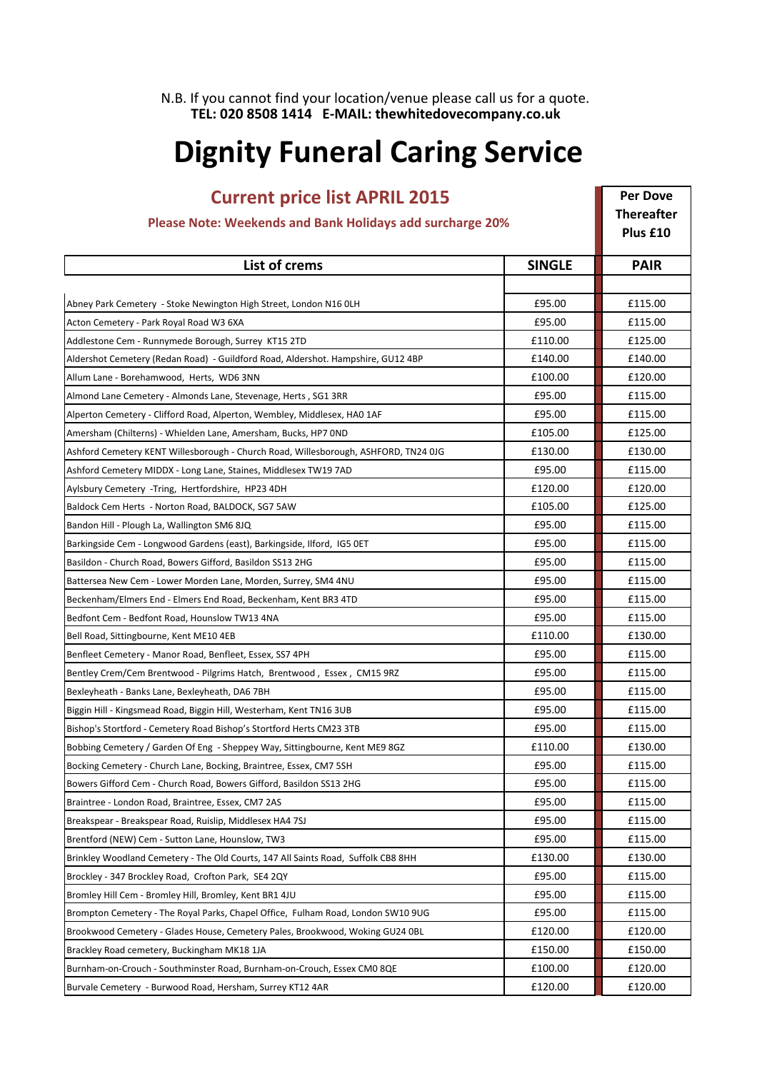N.B. If you cannot find your location/venue please call us for a quote.
**TEL: 020 8508 1414 E-MAIL: thewhitedovecompany.co.uk**

# Dignity Funeral Caring Service

## Current price list APRIL 2015

**Please Note: Weekends and Bank Holidays add surcharge 20%**

**Per Dove Thereafter Plus £10**

| List of crems | SINGLE | PAIR |
|---|---|---|
| Abney Park Cemetery - Stoke Newington High Street, London N16 0LH | £95.00 | £115.00 |
| Acton Cemetery - Park Royal Road W3 6XA | £95.00 | £115.00 |
| Addlestone Cem - Runnymede Borough, Surrey KT15 2TD | £110.00 | £125.00 |
| Aldershot Cemetery (Redan Road) - Guildford Road, Aldershot. Hampshire, GU12 4BP | £140.00 | £140.00 |
| Allum Lane - Borehamwood, Herts, WD6 3NN | £100.00 | £120.00 |
| Almond Lane Cemetery - Almonds Lane, Stevenage, Herts , SG1 3RR | £95.00 | £115.00 |
| Alperton Cemetery - Clifford Road, Alperton, Wembley, Middlesex, HA0 1AF | £95.00 | £115.00 |
| Amersham (Chilterns) - Whielden Lane, Amersham, Bucks, HP7 0ND | £105.00 | £125.00 |
| Ashford Cemetery KENT Willesborough - Church Road, Willesborough, ASHFORD, TN24 0JG | £130.00 | £130.00 |
| Ashford Cemetery MIDDX - Long Lane, Staines, Middlesex TW19 7AD | £95.00 | £115.00 |
| Aylsbury Cemetery -Tring, Hertfordshire, HP23 4DH | £120.00 | £120.00 |
| Baldock Cem Herts - Norton Road, BALDOCK, SG7 5AW | £105.00 | £125.00 |
| Bandon Hill - Plough La, Wallington SM6 8JQ | £95.00 | £115.00 |
| Barkingside Cem - Longwood Gardens (east), Barkingside, Ilford, IG5 0ET | £95.00 | £115.00 |
| Basildon - Church Road, Bowers Gifford, Basildon SS13 2HG | £95.00 | £115.00 |
| Battersea New Cem - Lower Morden Lane, Morden, Surrey, SM4 4NU | £95.00 | £115.00 |
| Beckenham/Elmers End - Elmers End Road, Beckenham, Kent BR3 4TD | £95.00 | £115.00 |
| Bedfont Cem - Bedfont Road, Hounslow TW13 4NA | £95.00 | £115.00 |
| Bell Road, Sittingbourne, Kent ME10 4EB | £110.00 | £130.00 |
| Benfleet Cemetery - Manor Road, Benfleet, Essex, SS7 4PH | £95.00 | £115.00 |
| Bentley Crem/Cem Brentwood - Pilgrims Hatch, Brentwood , Essex , CM15 9RZ | £95.00 | £115.00 |
| Bexleyheath - Banks Lane, Bexleyheath, DA6 7BH | £95.00 | £115.00 |
| Biggin Hill - Kingsmead Road, Biggin Hill, Westerham, Kent TN16 3UB | £95.00 | £115.00 |
| Bishop's Stortford - Cemetery Road Bishop's Stortford Herts CM23 3TB | £95.00 | £115.00 |
| Bobbing Cemetery / Garden Of Eng - Sheppey Way, Sittingbourne, Kent ME9 8GZ | £110.00 | £130.00 |
| Bocking Cemetery - Church Lane, Bocking, Braintree, Essex, CM7 5SH | £95.00 | £115.00 |
| Bowers Gifford Cem - Church Road, Bowers Gifford, Basildon SS13 2HG | £95.00 | £115.00 |
| Braintree - London Road, Braintree, Essex, CM7 2AS | £95.00 | £115.00 |
| Breakspear - Breakspear Road, Ruislip, Middlesex HA4 7SJ | £95.00 | £115.00 |
| Brentford (NEW) Cem - Sutton Lane, Hounslow, TW3 | £95.00 | £115.00 |
| Brinkley Woodland Cemetery - The Old Courts, 147 All Saints Road, Suffolk CB8 8HH | £130.00 | £130.00 |
| Brockley - 347 Brockley Road, Crofton Park, SE4 2QY | £95.00 | £115.00 |
| Bromley Hill Cem - Bromley Hill, Bromley, Kent BR1 4JU | £95.00 | £115.00 |
| Brompton Cemetery - The Royal Parks, Chapel Office, Fulham Road, London SW10 9UG | £95.00 | £115.00 |
| Brookwood Cemetery - Glades House, Cemetery Pales, Brookwood, Woking GU24 0BL | £120.00 | £120.00 |
| Brackley Road cemetery, Buckingham MK18 1JA | £150.00 | £150.00 |
| Burnham-on-Crouch - Southminster Road, Burnham-on-Crouch, Essex CM0 8QE | £100.00 | £120.00 |
| Burvale Cemetery - Burwood Road, Hersham, Surrey KT12 4AR | £120.00 | £120.00 |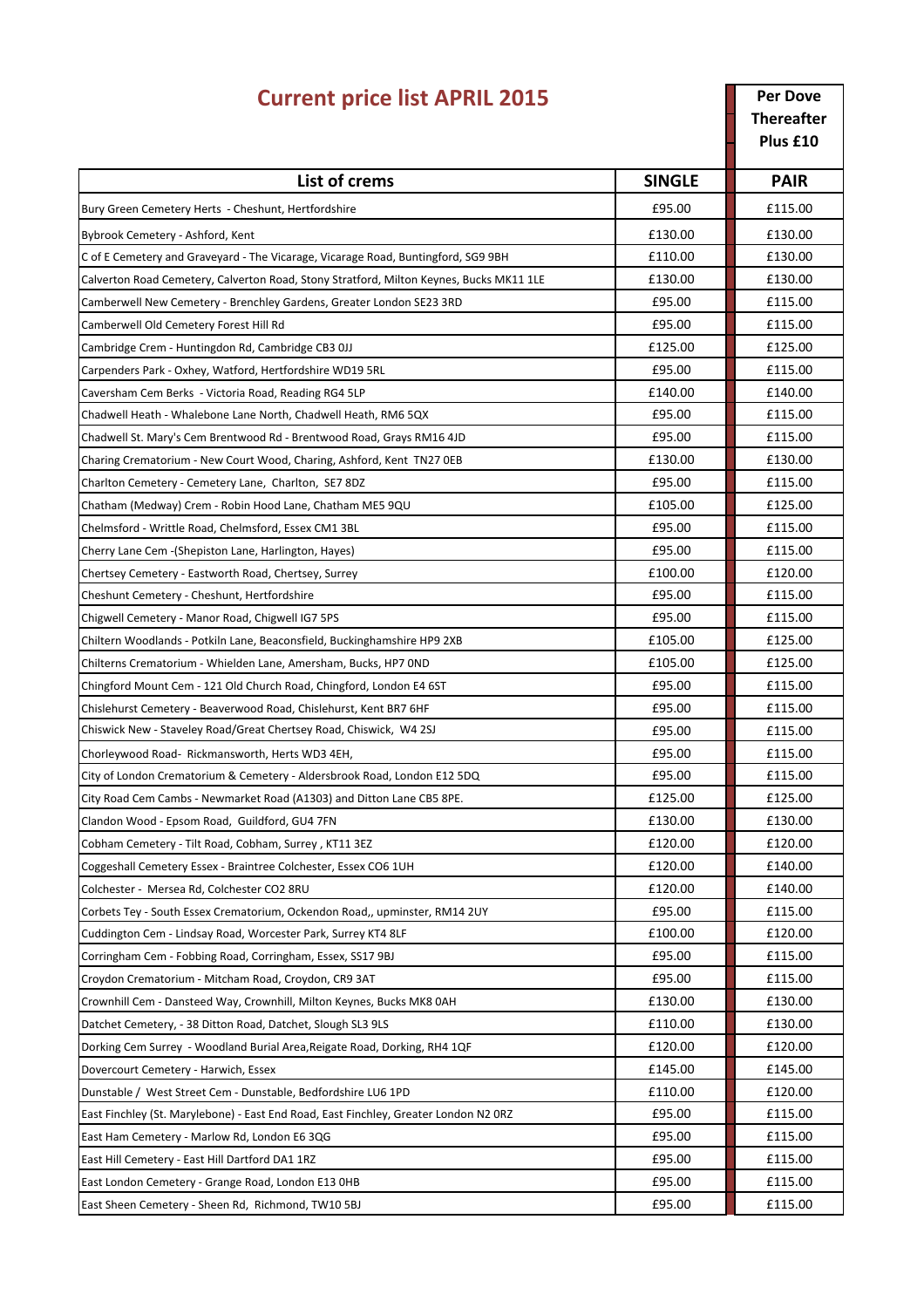## Current price list APRIL 2015

**Per Dove Thereafter Plus £10**

| List of crems | SINGLE | PAIR |
|---|---|---|
| Bury Green Cemetery Herts - Cheshunt, Hertfordshire | £95.00 | £115.00 |
| Bybrook Cemetery - Ashford, Kent | £130.00 | £130.00 |
| C of E Cemetery and Graveyard - The Vicarage, Vicarage Road, Buntingford, SG9 9BH | £110.00 | £130.00 |
| Calverton Road Cemetery, Calverton Road, Stony Stratford, Milton Keynes, Bucks MK11 1LE | £130.00 | £130.00 |
| Camberwell New Cemetery - Brenchley Gardens, Greater London SE23 3RD | £95.00 | £115.00 |
| Camberwell Old Cemetery Forest Hill Rd | £95.00 | £115.00 |
| Cambridge Crem - Huntingdon Rd, Cambridge CB3 0JJ | £125.00 | £125.00 |
| Carpenders Park - Oxhey, Watford, Hertfordshire WD19 5RL | £95.00 | £115.00 |
| Caversham Cem Berks - Victoria Road, Reading RG4 5LP | £140.00 | £140.00 |
| Chadwell Heath - Whalebone Lane North, Chadwell Heath, RM6 5QX | £95.00 | £115.00 |
| Chadwell St. Mary's Cem Brentwood Rd - Brentwood Road, Grays RM16 4JD | £95.00 | £115.00 |
| Charing Crematorium - New Court Wood, Charing, Ashford, Kent TN27 0EB | £130.00 | £130.00 |
| Charlton Cemetery - Cemetery Lane, Charlton, SE7 8DZ | £95.00 | £115.00 |
| Chatham (Medway) Crem - Robin Hood Lane, Chatham ME5 9QU | £105.00 | £125.00 |
| Chelmsford - Writtle Road, Chelmsford, Essex CM1 3BL | £95.00 | £115.00 |
| Cherry Lane Cem -(Shepiston Lane, Harlington, Hayes) | £95.00 | £115.00 |
| Chertsey Cemetery - Eastworth Road, Chertsey, Surrey | £100.00 | £120.00 |
| Cheshunt Cemetery - Cheshunt, Hertfordshire | £95.00 | £115.00 |
| Chigwell Cemetery - Manor Road, Chigwell IG7 5PS | £95.00 | £115.00 |
| Chiltern Woodlands - Potkiln Lane, Beaconsfield, Buckinghamshire HP9 2XB | £105.00 | £125.00 |
| Chilterns Crematorium - Whielden Lane, Amersham, Bucks, HP7 0ND | £105.00 | £125.00 |
| Chingford Mount Cem - 121 Old Church Road, Chingford, London E4 6ST | £95.00 | £115.00 |
| Chislehurst Cemetery - Beaverwood Road, Chislehurst, Kent BR7 6HF | £95.00 | £115.00 |
| Chiswick New - Staveley Road/Great Chertsey Road, Chiswick, W4 2SJ | £95.00 | £115.00 |
| Chorleywood Road- Rickmansworth, Herts WD3 4EH, | £95.00 | £115.00 |
| City of London Crematorium & Cemetery - Aldersbrook Road, London E12 5DQ | £95.00 | £115.00 |
| City Road Cem Cambs - Newmarket Road (A1303) and Ditton Lane CB5 8PE. | £125.00 | £125.00 |
| Clandon Wood - Epsom Road, Guildford, GU4 7FN | £130.00 | £130.00 |
| Cobham Cemetery - Tilt Road, Cobham, Surrey , KT11 3EZ | £120.00 | £120.00 |
| Coggeshall Cemetery Essex - Braintree Colchester, Essex CO6 1UH | £120.00 | £140.00 |
| Colchester - Mersea Rd, Colchester CO2 8RU | £120.00 | £140.00 |
| Corbets Tey - South Essex Crematorium, Ockendon Road,, upminster, RM14 2UY | £95.00 | £115.00 |
| Cuddington Cem - Lindsay Road, Worcester Park, Surrey KT4 8LF | £100.00 | £120.00 |
| Corringham Cem - Fobbing Road, Corringham, Essex, SS17 9BJ | £95.00 | £115.00 |
| Croydon Crematorium - Mitcham Road, Croydon, CR9 3AT | £95.00 | £115.00 |
| Crownhill Cem - Dansteed Way, Crownhill, Milton Keynes, Bucks MK8 0AH | £130.00 | £130.00 |
| Datchet Cemetery, - 38 Ditton Road, Datchet, Slough SL3 9LS | £110.00 | £130.00 |
| Dorking Cem Surrey - Woodland Burial Area,Reigate Road, Dorking, RH4 1QF | £120.00 | £120.00 |
| Dovercourt Cemetery - Harwich, Essex | £145.00 | £145.00 |
| Dunstable / West Street Cem - Dunstable, Bedfordshire LU6 1PD | £110.00 | £120.00 |
| East Finchley (St. Marylebone) - East End Road, East Finchley, Greater London N2 0RZ | £95.00 | £115.00 |
| East Ham Cemetery - Marlow Rd, London E6 3QG | £95.00 | £115.00 |
| East Hill Cemetery - East Hill Dartford DA1 1RZ | £95.00 | £115.00 |
| East London Cemetery - Grange Road, London E13 0HB | £95.00 | £115.00 |
| East Sheen Cemetery - Sheen Rd, Richmond, TW10 5BJ | £95.00 | £115.00 |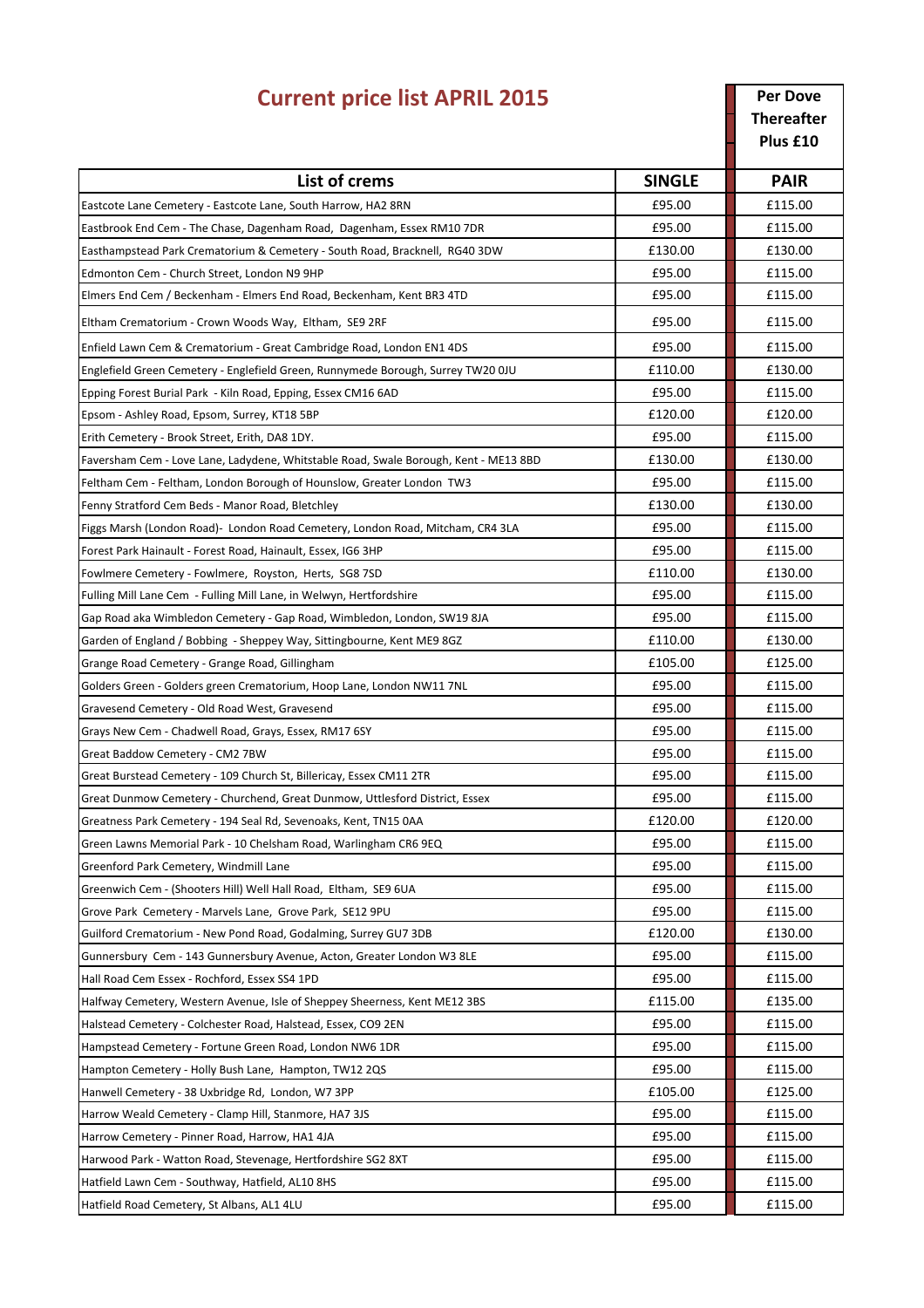# Current price list APRIL 2015

**Per Dove Thereafter Plus £10**

| List of crems | SINGLE | PAIR |
|---|---|---|
| Eastcote Lane Cemetery - Eastcote Lane, South Harrow, HA2 8RN | £95.00 | £115.00 |
| Eastbrook End Cem - The Chase, Dagenham Road, Dagenham, Essex RM10 7DR | £95.00 | £115.00 |
| Easthampstead Park Crematorium & Cemetery - South Road, Bracknell, RG40 3DW | £130.00 | £130.00 |
| Edmonton Cem - Church Street, London N9 9HP | £95.00 | £115.00 |
| Elmers End Cem / Beckenham - Elmers End Road, Beckenham, Kent BR3 4TD | £95.00 | £115.00 |
| Eltham Crematorium - Crown Woods Way, Eltham, SE9 2RF | £95.00 | £115.00 |
| Enfield Lawn Cem & Crematorium - Great Cambridge Road, London EN1 4DS | £95.00 | £115.00 |
| Englefield Green Cemetery - Englefield Green, Runnymede Borough, Surrey TW20 0JU | £110.00 | £130.00 |
| Epping Forest Burial Park - Kiln Road, Epping, Essex CM16 6AD | £95.00 | £115.00 |
| Epsom - Ashley Road, Epsom, Surrey, KT18 5BP | £120.00 | £120.00 |
| Erith Cemetery - Brook Street, Erith, DA8 1DY. | £95.00 | £115.00 |
| Faversham Cem - Love Lane, Ladydene, Whitstable Road, Swale Borough, Kent - ME13 8BD | £130.00 | £130.00 |
| Feltham Cem - Feltham, London Borough of Hounslow, Greater London TW3 | £95.00 | £115.00 |
| Fenny Stratford Cem Beds - Manor Road, Bletchley | £130.00 | £130.00 |
| Figgs Marsh (London Road)- London Road Cemetery, London Road, Mitcham, CR4 3LA | £95.00 | £115.00 |
| Forest Park Hainault - Forest Road, Hainault, Essex, IG6 3HP | £95.00 | £115.00 |
| Fowlmere Cemetery - Fowlmere, Royston, Herts, SG8 7SD | £110.00 | £130.00 |
| Fulling Mill Lane Cem - Fulling Mill Lane, in Welwyn, Hertfordshire | £95.00 | £115.00 |
| Gap Road aka Wimbledon Cemetery - Gap Road, Wimbledon, London, SW19 8JA | £95.00 | £115.00 |
| Garden of England / Bobbing - Sheppey Way, Sittingbourne, Kent ME9 8GZ | £110.00 | £130.00 |
| Grange Road Cemetery - Grange Road, Gillingham | £105.00 | £125.00 |
| Golders Green - Golders green Crematorium, Hoop Lane, London NW11 7NL | £95.00 | £115.00 |
| Gravesend Cemetery - Old Road West, Gravesend | £95.00 | £115.00 |
| Grays New Cem - Chadwell Road, Grays, Essex, RM17 6SY | £95.00 | £115.00 |
| Great Baddow Cemetery - CM2 7BW | £95.00 | £115.00 |
| Great Burstead Cemetery - 109 Church St, Billericay, Essex CM11 2TR | £95.00 | £115.00 |
| Great Dunmow Cemetery - Churchend, Great Dunmow, Uttlesford District, Essex | £95.00 | £115.00 |
| Greatness Park Cemetery - 194 Seal Rd, Sevenoaks, Kent, TN15 0AA | £120.00 | £120.00 |
| Green Lawns Memorial Park - 10 Chelsham Road, Warlingham CR6 9EQ | £95.00 | £115.00 |
| Greenford Park Cemetery, Windmill Lane | £95.00 | £115.00 |
| Greenwich Cem - (Shooters Hill) Well Hall Road, Eltham, SE9 6UA | £95.00 | £115.00 |
| Grove Park Cemetery - Marvels Lane, Grove Park, SE12 9PU | £95.00 | £115.00 |
| Guilford Crematorium - New Pond Road, Godalming, Surrey GU7 3DB | £120.00 | £130.00 |
| Gunnersbury Cem - 143 Gunnersbury Avenue, Acton, Greater London W3 8LE | £95.00 | £115.00 |
| Hall Road Cem Essex - Rochford, Essex SS4 1PD | £95.00 | £115.00 |
| Halfway Cemetery, Western Avenue, Isle of Sheppey Sheerness, Kent ME12 3BS | £115.00 | £135.00 |
| Halstead Cemetery - Colchester Road, Halstead, Essex, CO9 2EN | £95.00 | £115.00 |
| Hampstead Cemetery - Fortune Green Road, London NW6 1DR | £95.00 | £115.00 |
| Hampton Cemetery - Holly Bush Lane, Hampton, TW12 2QS | £95.00 | £115.00 |
| Hanwell Cemetery - 38 Uxbridge Rd, London, W7 3PP | £105.00 | £125.00 |
| Harrow Weald Cemetery - Clamp Hill, Stanmore, HA7 3JS | £95.00 | £115.00 |
| Harrow Cemetery - Pinner Road, Harrow, HA1 4JA | £95.00 | £115.00 |
| Harwood Park - Watton Road, Stevenage, Hertfordshire SG2 8XT | £95.00 | £115.00 |
| Hatfield Lawn Cem - Southway, Hatfield, AL10 8HS | £95.00 | £115.00 |
| Hatfield Road Cemetery, St Albans, AL1 4LU | £95.00 | £115.00 |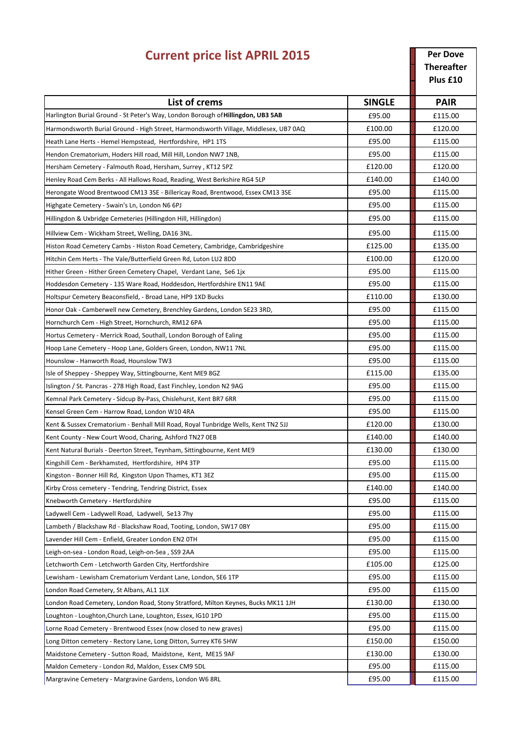# Current price list APRIL 2015

| List of crems | SINGLE | PAIR |
|---|---|---|
| | | Per Dove Thereafter Plus £10 |
| Harlington Burial Ground - St Peter's Way, London Borough of **Hillingdon, UB3 5AB** | £95.00 | £115.00 |
| Harmondsworth Burial Ground - High Street, Harmondsworth Village, Middlesex, UB7 0AQ | £100.00 | £120.00 |
| Heath Lane Herts - Hemel Hempstead, Hertfordshire, HP1 1TS | £95.00 | £115.00 |
| Hendon Crematorium, Hoders Hill road, Mill Hill, London NW7 1NB, | £95.00 | £115.00 |
| Hersham Cemetery - Falmouth Road, Hersham, Surrey , KT12 5PZ | £120.00 | £120.00 |
| Henley Road Cem Berks - All Hallows Road, Reading, West Berkshire RG4 5LP | £140.00 | £140.00 |
| Herongate Wood Brentwood CM13 3SE - Billericay Road, Brentwood, Essex CM13 3SE | £95.00 | £115.00 |
| Highgate Cemetery - Swain's Ln, London N6 6PJ | £95.00 | £115.00 |
| Hillingdon & Uxbridge Cemeteries (Hillingdon Hill, Hillingdon) | £95.00 | £115.00 |
| Hillview Cem - Wickham Street, Welling, DA16 3NL. | £95.00 | £115.00 |
| Histon Road Cemetery Cambs - Histon Road Cemetery, Cambridge, Cambridgeshire | £125.00 | £135.00 |
| Hitchin Cem Herts - The Vale/Butterfield Green Rd, Luton LU2 8DD | £100.00 | £120.00 |
| Hither Green - Hither Green Cemetery Chapel, Verdant Lane, Se6 1jx | £95.00 | £115.00 |
| Hoddesdon Cemetery - 135 Ware Road, Hoddesdon, Hertfordshire EN11 9AE | £95.00 | £115.00 |
| Holtspur Cemetery Beaconsfield, - Broad Lane, HP9 1XD Bucks | £110.00 | £130.00 |
| Honor Oak - Camberwell new Cemetery, Brenchley Gardens, London SE23 3RD, | £95.00 | £115.00 |
| Hornchurch Cem - High Street, Hornchurch, RM12 6PA | £95.00 | £115.00 |
| Hortus Cemetery - Merrick Road, Southall, London Borough of Ealing | £95.00 | £115.00 |
| Hoop Lane Cemetery - Hoop Lane, Golders Green, London, NW11 7NL | £95.00 | £115.00 |
| Hounslow - Hanworth Road, Hounslow TW3 | £95.00 | £115.00 |
| Isle of Sheppey - Sheppey Way, Sittingbourne, Kent ME9 8GZ | £115.00 | £135.00 |
| Islington / St. Pancras - 278 High Road, East Finchley, London N2 9AG | £95.00 | £115.00 |
| Kemnal Park Cemetery - Sidcup By-Pass, Chislehurst, Kent BR7 6RR | £95.00 | £115.00 |
| Kensel Green Cem - Harrow Road, London W10 4RA | £95.00 | £115.00 |
| Kent & Sussex Crematorium - Benhall Mill Road, Royal Tunbridge Wells, Kent TN2 5JJ | £120.00 | £130.00 |
| Kent County - New Court Wood, Charing, Ashford TN27 0EB | £140.00 | £140.00 |
| Kent Natural Burials - Deerton Street, Teynham, Sittingbourne, Kent ME9 | £130.00 | £130.00 |
| Kingshill Cem - Berkhamsted, Hertfordshire, HP4 3TP | £95.00 | £115.00 |
| Kingston - Bonner Hill Rd, Kingston Upon Thames, KT1 3EZ | £95.00 | £115.00 |
| Kirby Cross cemetery - Tendring, Tendring District, Essex | £140.00 | £140.00 |
| Knebworth Cemetery - Hertfordshire | £95.00 | £115.00 |
| Ladywell Cem - Ladywell Road, Ladywell, Se13 7hy | £95.00 | £115.00 |
| Lambeth / Blackshaw Rd - Blackshaw Road, Tooting, London, SW17 0BY | £95.00 | £115.00 |
| Lavender Hill Cem - Enfield, Greater London EN2 0TH | £95.00 | £115.00 |
| Leigh-on-sea - London Road, Leigh-on-Sea , SS9 2AA | £95.00 | £115.00 |
| Letchworth Cem - Letchworth Garden City, Hertfordshire | £105.00 | £125.00 |
| Lewisham - Lewisham Crematorium Verdant Lane, London, SE6 1TP | £95.00 | £115.00 |
| London Road Cemetery, St Albans, AL1 1LX | £95.00 | £115.00 |
| London Road Cemetery, London Road, Stony Stratford, Milton Keynes, Bucks MK11 1JH | £130.00 | £130.00 |
| Loughton - Loughton,Church Lane, Loughton, Essex, IG10 1PD | £95.00 | £115.00 |
| Lorne Road Cemetery - Brentwood Essex (now closed to new graves) | £95.00 | £115.00 |
| Long Ditton cemetery - Rectory Lane, Long Ditton, Surrey KT6 5HW | £150.00 | £150.00 |
| Maidstone Cemetery - Sutton Road, Maidstone, Kent, ME15 9AF | £130.00 | £130.00 |
| Maldon Cemetery - London Rd, Maldon, Essex CM9 5DL | £95.00 | £115.00 |
| Margravine Cemetery - Margravine Gardens, London W6 8RL | £95.00 | £115.00 |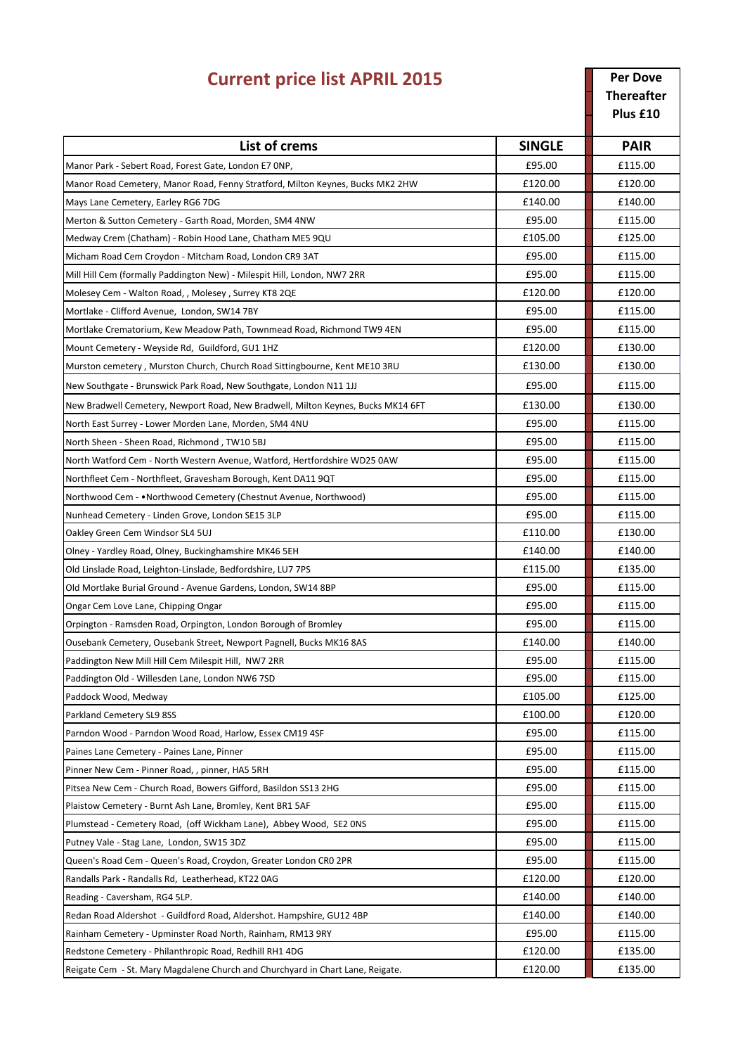# Current price list APRIL 2015

**Per Dove Thereafter Plus £10**

| List of crems | SINGLE | PAIR |
|---|---|---|
| Manor Park - Sebert Road, Forest Gate, London E7 0NP, | £95.00 | £115.00 |
| Manor Road Cemetery, Manor Road, Fenny Stratford, Milton Keynes, Bucks MK2 2HW | £120.00 | £120.00 |
| Mays Lane Cemetery, Earley RG6 7DG | £140.00 | £140.00 |
| Merton & Sutton Cemetery - Garth Road, Morden, SM4 4NW | £95.00 | £115.00 |
| Medway Crem (Chatham) - Robin Hood Lane, Chatham ME5 9QU | £105.00 | £125.00 |
| Micham Road Cem Croydon - Mitcham Road, London CR9 3AT | £95.00 | £115.00 |
| Mill Hill Cem (formally Paddington New) - Milespit Hill, London, NW7 2RR | £95.00 | £115.00 |
| Molesey Cem - Walton Road, , Molesey , Surrey KT8 2QE | £120.00 | £120.00 |
| Mortlake - Clifford Avenue, London, SW14 7BY | £95.00 | £115.00 |
| Mortlake Crematorium, Kew Meadow Path, Townmead Road, Richmond TW9 4EN | £95.00 | £115.00 |
| Mount Cemetery - Weyside Rd, Guildford, GU1 1HZ | £120.00 | £130.00 |
| Murston cemetery , Murston Church, Church Road Sittingbourne, Kent ME10 3RU | £130.00 | £130.00 |
| New Southgate - Brunswick Park Road, New Southgate, London N11 1JJ | £95.00 | £115.00 |
| New Bradwell Cemetery, Newport Road, New Bradwell, Milton Keynes, Bucks MK14 6FT | £130.00 | £130.00 |
| North East Surrey - Lower Morden Lane, Morden, SM4 4NU | £95.00 | £115.00 |
| North Sheen - Sheen Road, Richmond , TW10 5BJ | £95.00 | £115.00 |
| North Watford Cem - North Western Avenue, Watford, Hertfordshire WD25 0AW | £95.00 | £115.00 |
| Northfleet Cem - Northfleet, Gravesham Borough, Kent DA11 9QT | £95.00 | £115.00 |
| Northwood Cem - •Northwood Cemetery (Chestnut Avenue, Northwood) | £95.00 | £115.00 |
| Nunhead Cemetery - Linden Grove, London SE15 3LP | £95.00 | £115.00 |
| Oakley Green Cem Windsor SL4 5UJ | £110.00 | £130.00 |
| Olney - Yardley Road, Olney, Buckinghamshire MK46 5EH | £140.00 | £140.00 |
| Old Linslade Road, Leighton-Linslade, Bedfordshire, LU7 7PS | £115.00 | £135.00 |
| Old Mortlake Burial Ground - Avenue Gardens, London, SW14 8BP | £95.00 | £115.00 |
| Ongar Cem Love Lane, Chipping Ongar | £95.00 | £115.00 |
| Orpington - Ramsden Road, Orpington, London Borough of Bromley | £95.00 | £115.00 |
| Ousebank Cemetery, Ousebank Street, Newport Pagnell, Bucks MK16 8AS | £140.00 | £140.00 |
| Paddington New Mill Hill Cem Milespit Hill, NW7 2RR | £95.00 | £115.00 |
| Paddington Old - Willesden Lane, London NW6 7SD | £95.00 | £115.00 |
| Paddock Wood, Medway | £105.00 | £125.00 |
| Parkland Cemetery SL9 8SS | £100.00 | £120.00 |
| Parndon Wood - Parndon Wood Road, Harlow, Essex CM19 4SF | £95.00 | £115.00 |
| Paines Lane Cemetery - Paines Lane, Pinner | £95.00 | £115.00 |
| Pinner New Cem - Pinner Road, , pinner, HA5 5RH | £95.00 | £115.00 |
| Pitsea New Cem - Church Road, Bowers Gifford, Basildon SS13 2HG | £95.00 | £115.00 |
| Plaistow Cemetery - Burnt Ash Lane, Bromley, Kent BR1 5AF | £95.00 | £115.00 |
| Plumstead - Cemetery Road, (off Wickham Lane), Abbey Wood, SE2 0NS | £95.00 | £115.00 |
| Putney Vale - Stag Lane, London, SW15 3DZ | £95.00 | £115.00 |
| Queen's Road Cem - Queen's Road, Croydon, Greater London CR0 2PR | £95.00 | £115.00 |
| Randalls Park - Randalls Rd, Leatherhead, KT22 0AG | £120.00 | £120.00 |
| Reading - Caversham, RG4 5LP. | £140.00 | £140.00 |
| Redan Road Aldershot - Guildford Road, Aldershot. Hampshire, GU12 4BP | £140.00 | £140.00 |
| Rainham Cemetery - Upminster Road North, Rainham, RM13 9RY | £95.00 | £115.00 |
| Redstone Cemetery - Philanthropic Road, Redhill RH1 4DG | £120.00 | £135.00 |
| Reigate Cem - St. Mary Magdalene Church and Churchyard in Chart Lane, Reigate. | £120.00 | £135.00 |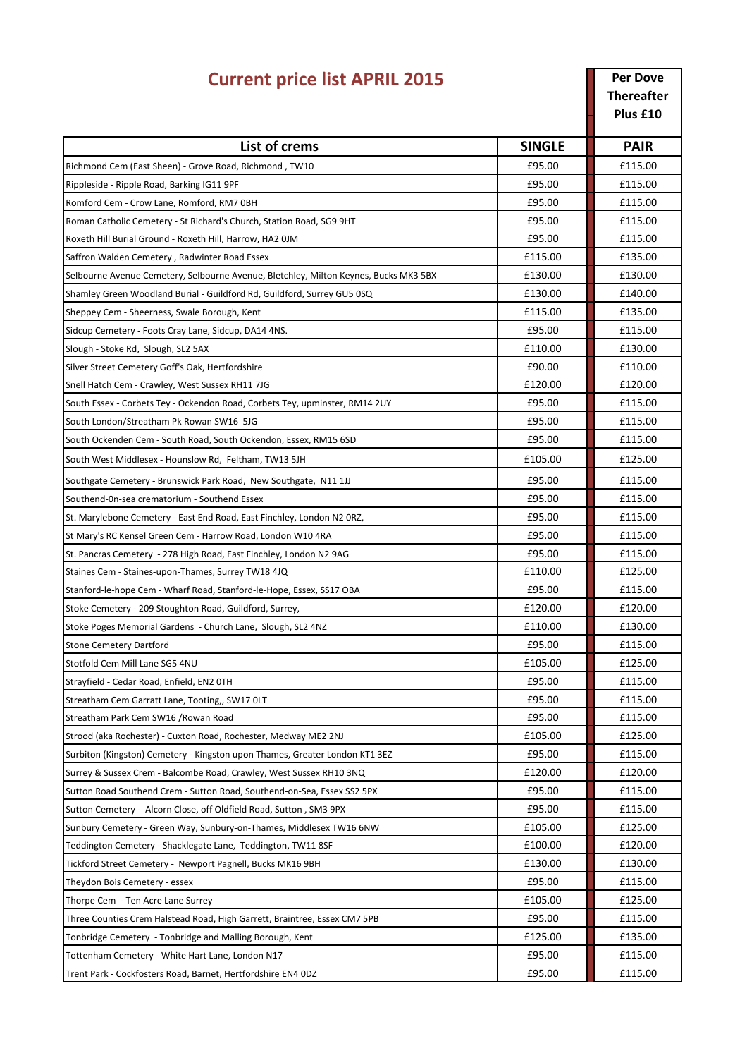## Current price list APRIL 2015

| List of crems | SINGLE | PAIR |
|---|---|---|
| | | Per Dove Thereafter Plus £10 |
| Richmond Cem (East Sheen) - Grove Road, Richmond , TW10 | £95.00 | £115.00 |
| Rippleside - Ripple Road, Barking IG11 9PF | £95.00 | £115.00 |
| Romford Cem - Crow Lane, Romford, RM7 0BH | £95.00 | £115.00 |
| Roman Catholic Cemetery - St Richard's Church, Station Road, SG9 9HT | £95.00 | £115.00 |
| Roxeth Hill Burial Ground - Roxeth Hill, Harrow, HA2 0JM | £95.00 | £115.00 |
| Saffron Walden Cemetery , Radwinter Road Essex | £115.00 | £135.00 |
| Selbourne Avenue Cemetery, Selbourne Avenue, Bletchley, Milton Keynes, Bucks MK3 5BX | £130.00 | £130.00 |
| Shamley Green Woodland Burial - Guildford Rd, Guildford, Surrey GU5 0SQ | £130.00 | £140.00 |
| Sheppey Cem - Sheerness, Swale Borough, Kent | £115.00 | £135.00 |
| Sidcup Cemetery - Foots Cray Lane, Sidcup, DA14 4NS. | £95.00 | £115.00 |
| Slough - Stoke Rd, Slough, SL2 5AX | £110.00 | £130.00 |
| Silver Street Cemetery Goff's Oak, Hertfordshire | £90.00 | £110.00 |
| Snell Hatch Cem - Crawley, West Sussex RH11 7JG | £120.00 | £120.00 |
| South Essex - Corbets Tey - Ockendon Road, Corbets Tey, upminster, RM14 2UY | £95.00 | £115.00 |
| South London/Streatham Pk Rowan SW16 5JG | £95.00 | £115.00 |
| South Ockenden Cem - South Road, South Ockendon, Essex, RM15 6SD | £95.00 | £115.00 |
| South West Middlesex - Hounslow Rd, Feltham, TW13 5JH | £105.00 | £125.00 |
| Southgate Cemetery - Brunswick Park Road, New Southgate, N11 1JJ | £95.00 | £115.00 |
| Southend-0n-sea crematorium - Southend Essex | £95.00 | £115.00 |
| St. Marylebone Cemetery - East End Road, East Finchley, London N2 0RZ, | £95.00 | £115.00 |
| St Mary's RC Kensel Green Cem - Harrow Road, London W10 4RA | £95.00 | £115.00 |
| St. Pancras Cemetery - 278 High Road, East Finchley, London N2 9AG | £95.00 | £115.00 |
| Staines Cem - Staines-upon-Thames, Surrey TW18 4JQ | £110.00 | £125.00 |
| Stanford-le-hope Cem - Wharf Road, Stanford-le-Hope, Essex, SS17 OBA | £95.00 | £115.00 |
| Stoke Cemetery - 209 Stoughton Road, Guildford, Surrey, | £120.00 | £120.00 |
| Stoke Poges Memorial Gardens - Church Lane, Slough, SL2 4NZ | £110.00 | £130.00 |
| Stone Cemetery Dartford | £95.00 | £115.00 |
| Stotfold Cem Mill Lane SG5 4NU | £105.00 | £125.00 |
| Strayfield - Cedar Road, Enfield, EN2 0TH | £95.00 | £115.00 |
| Streatham Cem Garratt Lane, Tooting,, SW17 0LT | £95.00 | £115.00 |
| Streatham Park Cem SW16 /Rowan Road | £95.00 | £115.00 |
| Strood (aka Rochester) - Cuxton Road, Rochester, Medway ME2 2NJ | £105.00 | £125.00 |
| Surbiton (Kingston) Cemetery - Kingston upon Thames, Greater London KT1 3EZ | £95.00 | £115.00 |
| Surrey & Sussex Crem - Balcombe Road, Crawley, West Sussex RH10 3NQ | £120.00 | £120.00 |
| Sutton Road Southend Crem - Sutton Road, Southend-on-Sea, Essex SS2 5PX | £95.00 | £115.00 |
| Sutton Cemetery - Alcorn Close, off Oldfield Road, Sutton , SM3 9PX | £95.00 | £115.00 |
| Sunbury Cemetery - Green Way, Sunbury-on-Thames, Middlesex TW16 6NW | £105.00 | £125.00 |
| Teddington Cemetery - Shacklegate Lane, Teddington, TW11 8SF | £100.00 | £120.00 |
| Tickford Street Cemetery - Newport Pagnell, Bucks MK16 9BH | £130.00 | £130.00 |
| Theydon Bois Cemetery - essex | £95.00 | £115.00 |
| Thorpe Cem - Ten Acre Lane Surrey | £105.00 | £125.00 |
| Three Counties Crem Halstead Road, High Garrett, Braintree, Essex CM7 5PB | £95.00 | £115.00 |
| Tonbridge Cemetery - Tonbridge and Malling Borough, Kent | £125.00 | £135.00 |
| Tottenham Cemetery - White Hart Lane, London N17 | £95.00 | £115.00 |
| Trent Park - Cockfosters Road, Barnet, Hertfordshire EN4 0DZ | £95.00 | £115.00 |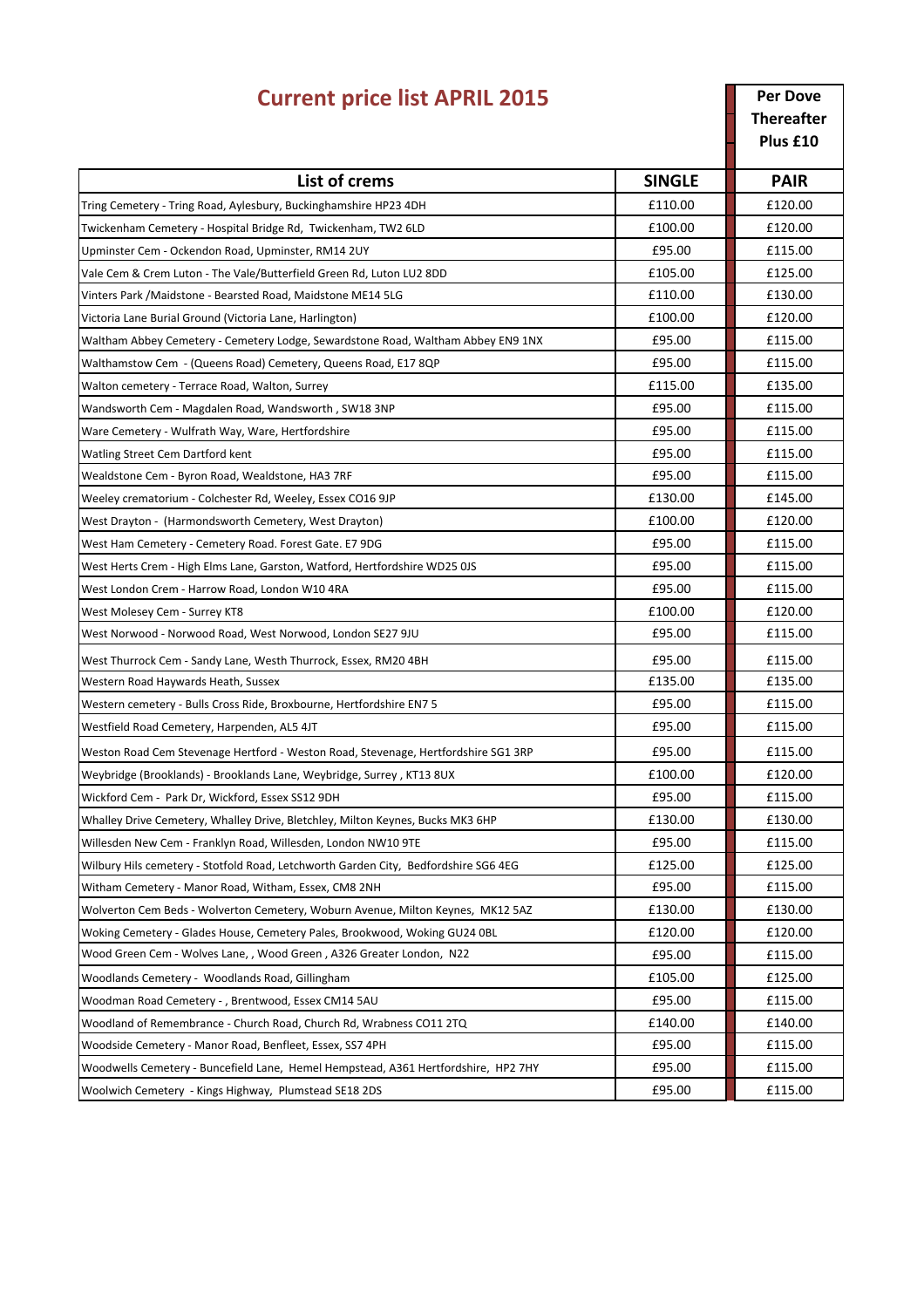# Current price list APRIL 2015

| List of crems | SINGLE | Per Dove Thereafter Plus £10 PAIR |
|---|---|---|
| Tring Cemetery - Tring Road, Aylesbury, Buckinghamshire HP23 4DH | £110.00 | £120.00 |
| Twickenham Cemetery - Hospital Bridge Rd, Twickenham, TW2 6LD | £100.00 | £120.00 |
| Upminster Cem - Ockendon Road, Upminster, RM14 2UY | £95.00 | £115.00 |
| Vale Cem & Crem Luton - The Vale/Butterfield Green Rd, Luton LU2 8DD | £105.00 | £125.00 |
| Vinters Park /Maidstone - Bearsted Road, Maidstone ME14 5LG | £110.00 | £130.00 |
| Victoria Lane Burial Ground (Victoria Lane, Harlington) | £100.00 | £120.00 |
| Waltham Abbey Cemetery - Cemetery Lodge, Sewardstone Road, Waltham Abbey EN9 1NX | £95.00 | £115.00 |
| Walthamstow Cem - (Queens Road) Cemetery, Queens Road, E17 8QP | £95.00 | £115.00 |
| Walton cemetery - Terrace Road, Walton, Surrey | £115.00 | £135.00 |
| Wandsworth Cem - Magdalen Road, Wandsworth , SW18 3NP | £95.00 | £115.00 |
| Ware Cemetery - Wulfrath Way, Ware, Hertfordshire | £95.00 | £115.00 |
| Watling Street Cem Dartford kent | £95.00 | £115.00 |
| Wealdstone Cem - Byron Road, Wealdstone, HA3 7RF | £95.00 | £115.00 |
| Weeley crematorium - Colchester Rd, Weeley, Essex CO16 9JP | £130.00 | £145.00 |
| West Drayton - (Harmondsworth Cemetery, West Drayton) | £100.00 | £120.00 |
| West Ham Cemetery - Cemetery Road. Forest Gate. E7 9DG | £95.00 | £115.00 |
| West Herts Crem - High Elms Lane, Garston, Watford, Hertfordshire WD25 0JS | £95.00 | £115.00 |
| West London Crem - Harrow Road, London W10 4RA | £95.00 | £115.00 |
| West Molesey Cem - Surrey KT8 | £100.00 | £120.00 |
| West Norwood - Norwood Road, West Norwood, London SE27 9JU | £95.00 | £115.00 |
| West Thurrock Cem - Sandy Lane, Westh Thurrock, Essex, RM20 4BH | £95.00 | £115.00 |
| Western Road Haywards Heath, Sussex | £135.00 | £135.00 |
| Western cemetery - Bulls Cross Ride, Broxbourne, Hertfordshire EN7 5 | £95.00 | £115.00 |
| Westfield Road Cemetery, Harpenden, AL5 4JT | £95.00 | £115.00 |
| Weston Road Cem Stevenage Hertford - Weston Road, Stevenage, Hertfordshire SG1 3RP | £95.00 | £115.00 |
| Weybridge (Brooklands) - Brooklands Lane, Weybridge, Surrey , KT13 8UX | £100.00 | £120.00 |
| Wickford Cem - Park Dr, Wickford, Essex SS12 9DH | £95.00 | £115.00 |
| Whalley Drive Cemetery, Whalley Drive, Bletchley, Milton Keynes, Bucks MK3 6HP | £130.00 | £130.00 |
| Willesden New Cem - Franklyn Road, Willesden, London NW10 9TE | £95.00 | £115.00 |
| Wilbury Hils cemetery - Stotfold Road, Letchworth Garden City, Bedfordshire SG6 4EG | £125.00 | £125.00 |
| Witham Cemetery - Manor Road, Witham, Essex, CM8 2NH | £95.00 | £115.00 |
| Wolverton Cem Beds - Wolverton Cemetery, Woburn Avenue, Milton Keynes, MK12 5AZ | £130.00 | £130.00 |
| Woking Cemetery - Glades House, Cemetery Pales, Brookwood, Woking GU24 0BL | £120.00 | £120.00 |
| Wood Green Cem - Wolves Lane, , Wood Green , A326 Greater London, N22 | £95.00 | £115.00 |
| Woodlands Cemetery - Woodlands Road, Gillingham | £105.00 | £125.00 |
| Woodman Road Cemetery - , Brentwood, Essex CM14 5AU | £95.00 | £115.00 |
| Woodland of Remembrance - Church Road, Church Rd, Wrabness CO11 2TQ | £140.00 | £140.00 |
| Woodside Cemetery - Manor Road, Benfleet, Essex, SS7 4PH | £95.00 | £115.00 |
| Woodwells Cemetery - Buncefield Lane, Hemel Hempstead, A361 Hertfordshire, HP2 7HY | £95.00 | £115.00 |
| Woolwich Cemetery - Kings Highway, Plumstead SE18 2DS | £95.00 | £115.00 |